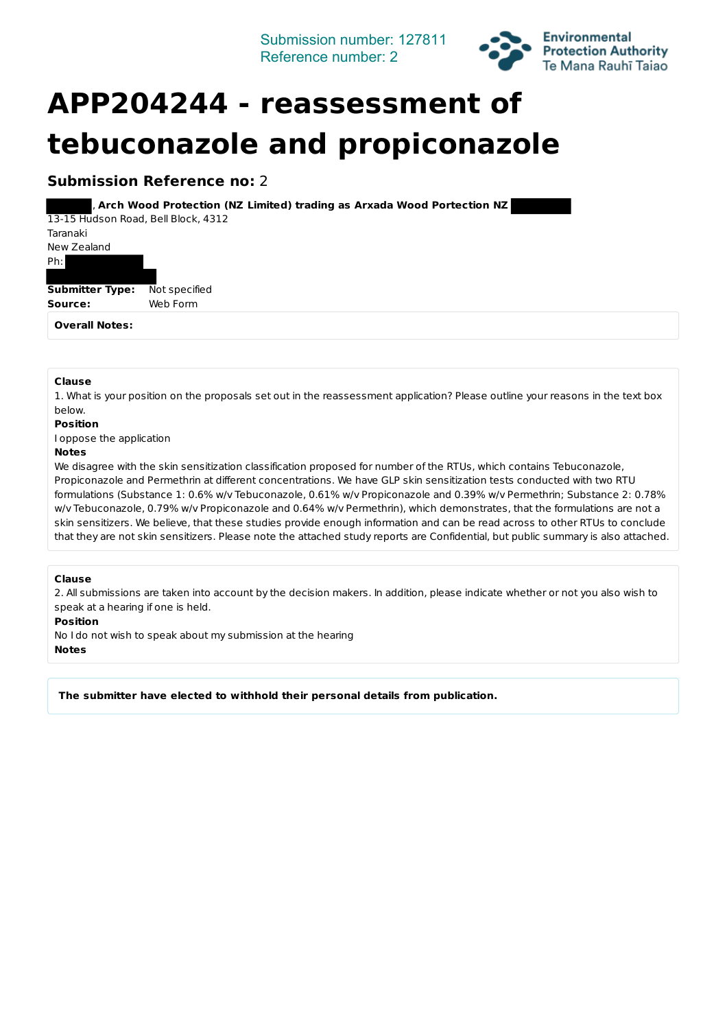Submission number: 127811
Reference number: 2

# APP204244 - reassessment of tebuconazole and propiconazole

**Submission Reference no:** 2

, **Arch Wood Protection (NZ Limited) trading as Arxada Wood Portection NZ**
13-15 Hudson Road, Bell Block, 4312
Taranaki
New Zealand
Ph:

**Submitter Type:** Not specified
**Source:** Web Form

**Overall Notes:**

**Clause**
1. What is your position on the proposals set out in the reassessment application? Please outline your reasons in the text box below.

**Position**
I oppose the application

**Notes**
We disagree with the skin sensitization classification proposed for number of the RTUs, which contains Tebuconazole, Propiconazole and Permethrin at different concentrations. We have GLP skin sensitization tests conducted with two RTU formulations (Substance 1: 0.6% w/v Tebuconazole, 0.61% w/v Propiconazole and 0.39% w/v Permethrin; Substance 2: 0.78% w/v Tebuconazole, 0.79% w/v Propiconazole and 0.64% w/v Permethrin), which demonstrates, that the formulations are not a skin sensitizers. We believe, that these studies provide enough information and can be read across to other RTUs to conclude that they are not skin sensitizers. Please note the attached study reports are Confidential, but public summary is also attached.

**Clause**
2. All submissions are taken into account by the decision makers. In addition, please indicate whether or not you also wish to speak at a hearing if one is held.

**Position**
No I do not wish to speak about my submission at the hearing

**Notes**

**The submitter have elected to withhold their personal details from publication.**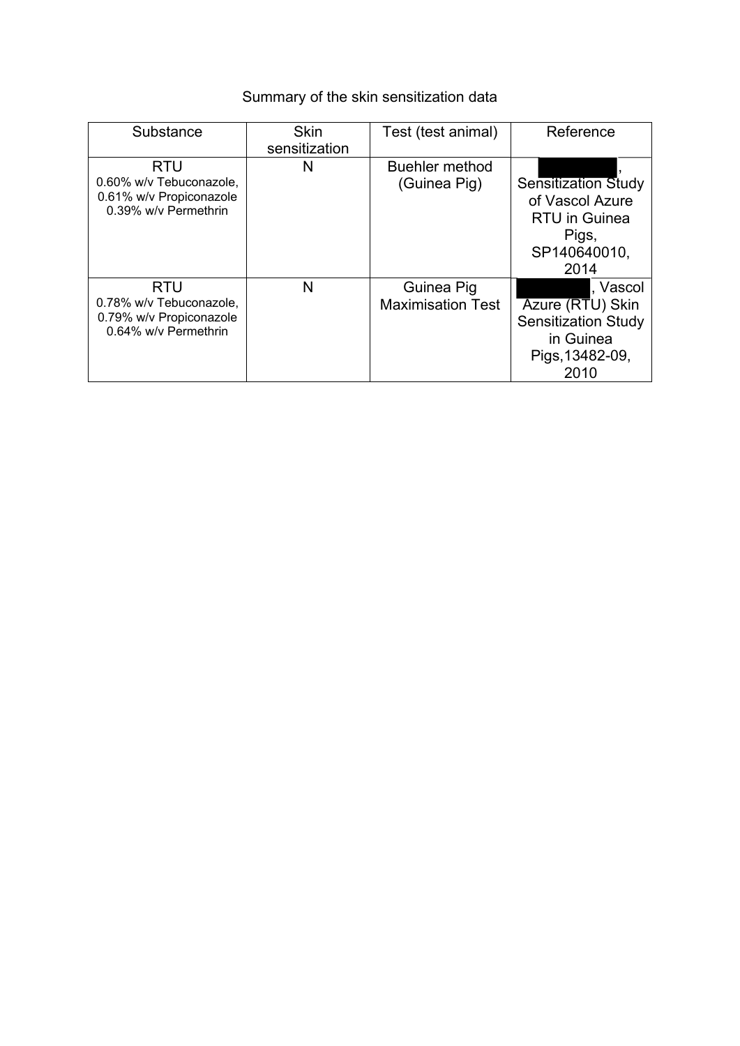Summary of the skin sensitization data

| Substance | Skin sensitization | Test (test animal) | Reference |
| --- | --- | --- | --- |
| RTU 0.60% w/v Tebuconazole, 0.61% w/v Propiconazole 0.39% w/v Permethrin | N | Buehler method (Guinea Pig) | , Sensitization Study of Vascol Azure RTU in Guinea Pigs, SP140640010, 2014 |
| RTU 0.78% w/v Tebuconazole, 0.79% w/v Propiconazole 0.64% w/v Permethrin | N | Guinea Pig Maximisation Test | , Vascol Azure (RTU) Skin Sensitization Study in Guinea Pigs,13482-09, 2010 |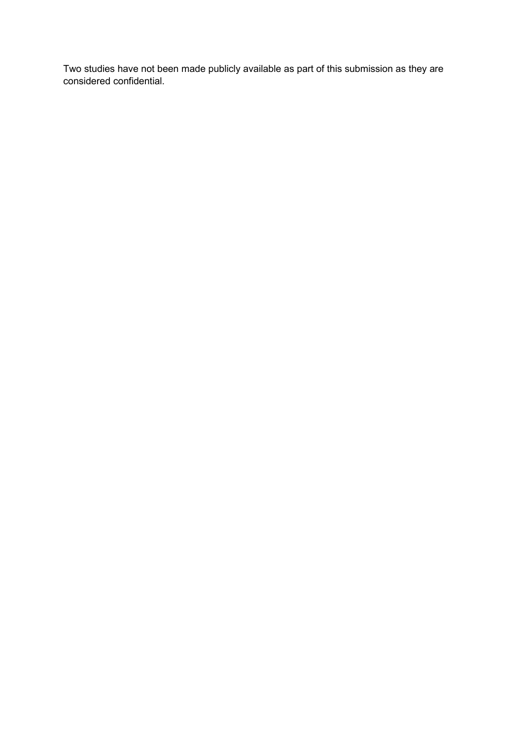Two studies have not been made publicly available as part of this submission as they are considered confidential.